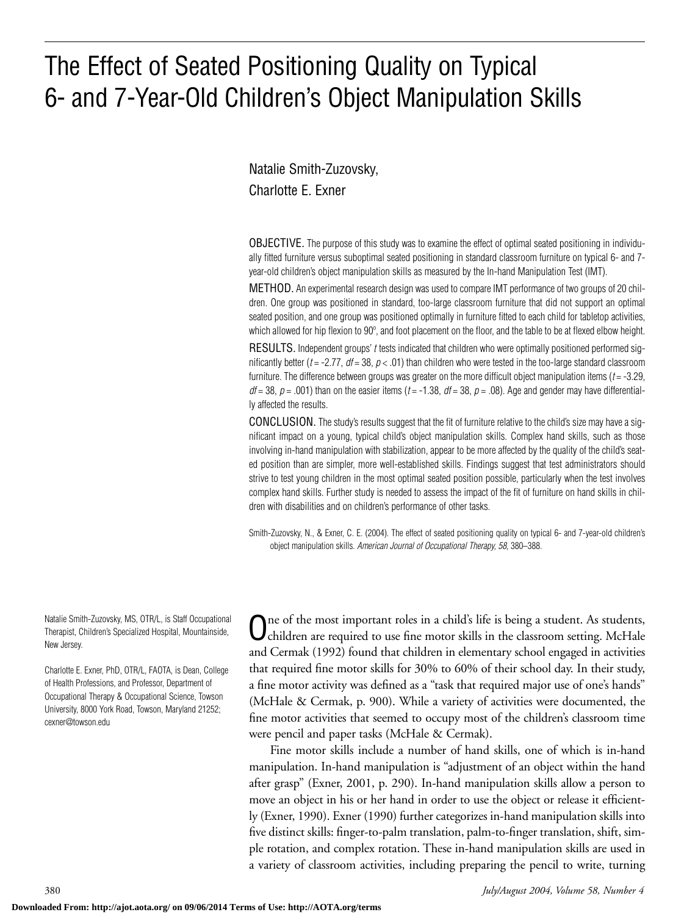# The Effect of Seated Positioning Quality on Typical 6- and 7-Year-Old Children's Object Manipulation Skills

Natalie Smith-Zuzovsky, Charlotte E. Exner

OBJECTIVE. The purpose of this study was to examine the effect of optimal seated positioning in individually fitted furniture versus suboptimal seated positioning in standard classroom furniture on typical 6- and 7-year-old children's object manipulation skills as measured by the In-hand Manipulation Test (IMT).

METHOD. An experimental research design was used to compare IMT performance of two groups of 20 children. One group was positioned in standard, too-large classroom furniture that did not support an optimal seated position, and one group was positioned optimally in furniture fitted to each child for tabletop activities, which allowed for hip flexion to 90°, and foot placement on the floor, and the table to be at flexed elbow height.

RESULTS. Independent groups' $t$ tests indicated that children who were optimally positioned performed significantly better ($t = -2.77$, $df = 38$, $p < .01$) than children who were tested in the too-large standard classroom furniture. The difference between groups was greater on the more difficult object manipulation items ($t = -3.29$, $df = 38$, $p = .001$) than on the easier items ($t = -1.38$, $df = 38$, $p = .08$). Age and gender may have differentially affected the results.

CONCLUSION. The study's results suggest that the fit of furniture relative to the child's size may have a significant impact on a young, typical child's object manipulation skills. Complex hand skills, such as those involving in-hand manipulation with stabilization, appear to be more affected by the quality of the child's seated position than are simpler, more well-established skills. Findings suggest that test administrators should strive to test young children in the most optimal seated position possible, particularly when the test involves complex hand skills. Further study is needed to assess the impact of the fit of furniture on hand skills in children with disabilities and on children's performance of other tasks.

Smith-Zuzovsky, N., & Exner, C. E. (2004). The effect of seated positioning quality on typical 6- and 7-year-old children's object manipulation skills. *American Journal of Occupational Therapy, 58,* 380–388.

Natalie Smith-Zuzovsky, MS, OTR/L, is Staff Occupational Therapist, Children's Specialized Hospital, Mountainside, New Jersey.

Charlotte E. Exner, PhD, OTR/L, FAOTA, is Dean, College of Health Professions, and Professor, Department of Occupational Therapy & Occupational Science, Towson University, 8000 York Road, Towson, Maryland 21252; cexner@towson.edu

One of the most important roles in a child's life is being a student. As students, children are required to use fine motor skills in the classroom setting. McHale and Cermak (1992) found that children in elementary school engaged in activities that required fine motor skills for 30% to 60% of their school day. In their study, a fine motor activity was defined as a "task that required major use of one's hands" (McHale & Cermak, p. 900). While a variety of activities were documented, the fine motor activities that seemed to occupy most of the children's classroom time were pencil and paper tasks (McHale & Cermak).

Fine motor skills include a number of hand skills, one of which is in-hand manipulation. In-hand manipulation is "adjustment of an object within the hand after grasp" (Exner, 2001, p. 290). In-hand manipulation skills allow a person to move an object in his or her hand in order to use the object or release it efficiently (Exner, 1990). Exner (1990) further categorizes in-hand manipulation skills into five distinct skills: finger-to-palm translation, palm-to-finger translation, shift, simple rotation, and complex rotation. These in-hand manipulation skills are used in a variety of classroom activities, including preparing the pencil to write, turning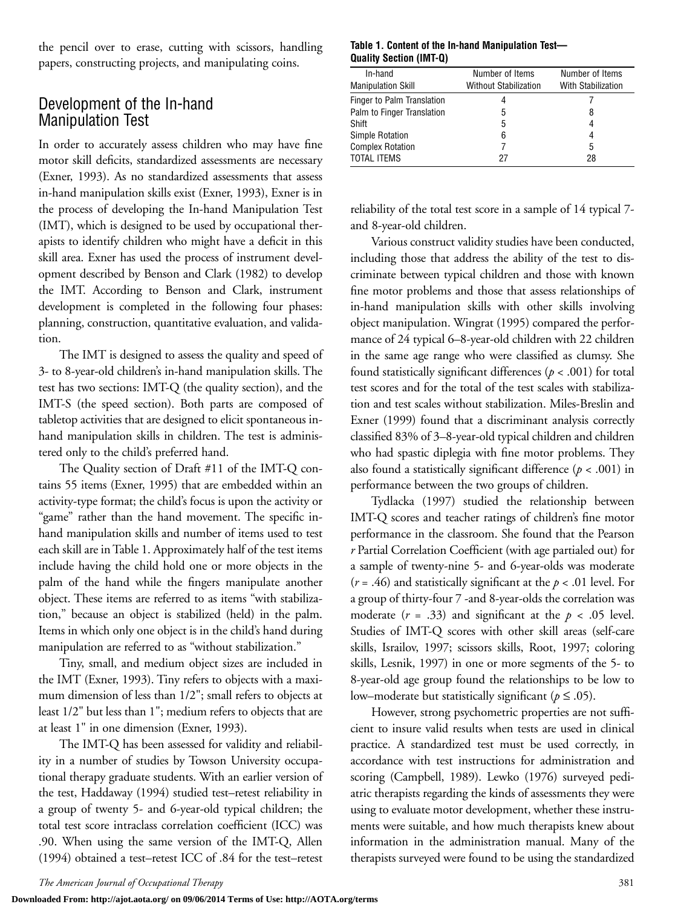the pencil over to erase, cutting with scissors, handling papers, constructing projects, and manipulating coins.

## Development of the In-hand Manipulation Test

In order to accurately assess children who may have fine motor skill deficits, standardized assessments are necessary (Exner, 1993). As no standardized assessments that assess in-hand manipulation skills exist (Exner, 1993), Exner is in the process of developing the In-hand Manipulation Test (IMT), which is designed to be used by occupational therapists to identify children who might have a deficit in this skill area. Exner has used the process of instrument development described by Benson and Clark (1982) to develop the IMT. According to Benson and Clark, instrument development is completed in the following four phases: planning, construction, quantitative evaluation, and validation.

The IMT is designed to assess the quality and speed of 3- to 8-year-old children's in-hand manipulation skills. The test has two sections: IMT-Q (the quality section), and the IMT-S (the speed section). Both parts are composed of tabletop activities that are designed to elicit spontaneous in-hand manipulation skills in children. The test is administered only to the child's preferred hand.

The Quality section of Draft #11 of the IMT-Q contains 55 items (Exner, 1995) that are embedded within an activity-type format; the child's focus is upon the activity or "game" rather than the hand movement. The specific in-hand manipulation skills and number of items used to test each skill are in Table 1. Approximately half of the test items include having the child hold one or more objects in the palm of the hand while the fingers manipulate another object. These items are referred to as items "with stabilization," because an object is stabilized (held) in the palm. Items in which only one object is in the child's hand during manipulation are referred to as "without stabilization."

Tiny, small, and medium object sizes are included in the IMT (Exner, 1993). Tiny refers to objects with a maximum dimension of less than 1/2"; small refers to objects at least 1/2" but less than 1"; medium refers to objects that are at least 1" in one dimension (Exner, 1993).

The IMT-Q has been assessed for validity and reliability in a number of studies by Towson University occupational therapy graduate students. With an earlier version of the test, Haddaway (1994) studied test–retest reliability in a group of twenty 5- and 6-year-old typical children; the total test score intraclass correlation coefficient (ICC) was .90. When using the same version of the IMT-Q, Allen (1994) obtained a test–retest ICC of .84 for the test–retest reliability of the total test score in a sample of 14 typical 7- and 8-year-old children.

**Table 1. Content of the In-hand Manipulation Test—Quality Section (IMT-Q)**

| In-hand Manipulation Skill | Number of Items Without Stabilization | Number of Items With Stabilization |
|---|---|---|
| Finger to Palm Translation | 4 | 7 |
| Palm to Finger Translation | 5 | 8 |
| Shift | 5 | 4 |
| Simple Rotation | 6 | 4 |
| Complex Rotation | 7 | 5 |
| TOTAL ITEMS | 27 | 28 |

Various construct validity studies have been conducted, including those that address the ability of the test to discriminate between typical children and those with known fine motor problems and those that assess relationships of in-hand manipulation skills with other skills involving object manipulation. Wingrat (1995) compared the performance of 24 typical 6–8-year-old children with 22 children in the same age range who were classified as clumsy. She found statistically significant differences ($p < .001$) for total test scores and for the total of the test scales with stabilization and test scales without stabilization. Miles-Breslin and Exner (1999) found that a discriminant analysis correctly classified 83% of 3–8-year-old typical children and children who had spastic diplegia with fine motor problems. They also found a statistically significant difference ($p < .001$) in performance between the two groups of children.

Tydlacka (1997) studied the relationship between IMT-Q scores and teacher ratings of children's fine motor performance in the classroom. She found that the Pearson $r$ Partial Correlation Coefficient (with age partialed out) for a sample of twenty-nine 5- and 6-year-olds was moderate ($r = .46$) and statistically significant at the $p < .01$ level. For a group of thirty-four 7 -and 8-year-olds the correlation was moderate ($r = .33$) and significant at the $p < .05$ level. Studies of IMT-Q scores with other skill areas (self-care skills, Israilov, 1997; scissors skills, Root, 1997; coloring skills, Lesnik, 1997) in one or more segments of the 5- to 8-year-old age group found the relationships to be low to low–moderate but statistically significant ($p \leq .05$).

However, strong psychometric properties are not sufficient to insure valid results when tests are used in clinical practice. A standardized test must be used correctly, in accordance with test instructions for administration and scoring (Campbell, 1989). Lewko (1976) surveyed pediatric therapists regarding the kinds of assessments they were using to evaluate motor development, whether these instruments were suitable, and how much therapists knew about information in the administration manual. Many of the therapists surveyed were found to be using the standardized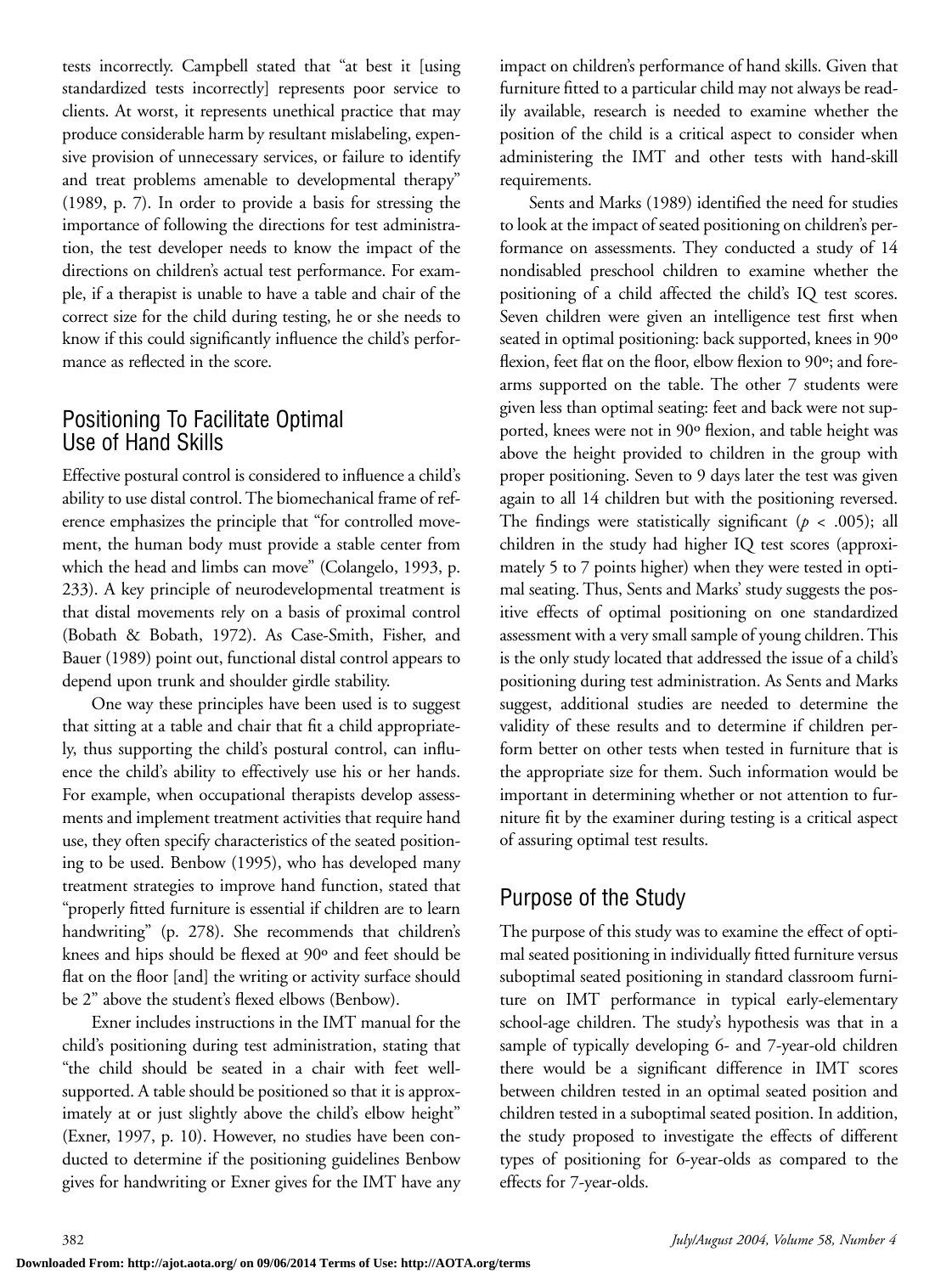tests incorrectly. Campbell stated that "at best it [using standardized tests incorrectly] represents poor service to clients. At worst, it represents unethical practice that may produce considerable harm by resultant mislabeling, expensive provision of unnecessary services, or failure to identify and treat problems amenable to developmental therapy" (1989, p. 7). In order to provide a basis for stressing the importance of following the directions for test administration, the test developer needs to know the impact of the directions on children's actual test performance. For example, if a therapist is unable to have a table and chair of the correct size for the child during testing, he or she needs to know if this could significantly influence the child's performance as reflected in the score.

## Positioning To Facilitate Optimal Use of Hand Skills

Effective postural control is considered to influence a child's ability to use distal control. The biomechanical frame of reference emphasizes the principle that "for controlled movement, the human body must provide a stable center from which the head and limbs can move" (Colangelo, 1993, p. 233). A key principle of neurodevelopmental treatment is that distal movements rely on a basis of proximal control (Bobath & Bobath, 1972). As Case-Smith, Fisher, and Bauer (1989) point out, functional distal control appears to depend upon trunk and shoulder girdle stability.

One way these principles have been used is to suggest that sitting at a table and chair that fit a child appropriately, thus supporting the child's postural control, can influence the child's ability to effectively use his or her hands. For example, when occupational therapists develop assessments and implement treatment activities that require hand use, they often specify characteristics of the seated positioning to be used. Benbow (1995), who has developed many treatment strategies to improve hand function, stated that "properly fitted furniture is essential if children are to learn handwriting" (p. 278). She recommends that children's knees and hips should be flexed at 90º and feet should be flat on the floor [and] the writing or activity surface should be 2" above the student's flexed elbows (Benbow).

Exner includes instructions in the IMT manual for the child's positioning during test administration, stating that "the child should be seated in a chair with feet well-supported. A table should be positioned so that it is approximately at or just slightly above the child's elbow height" (Exner, 1997, p. 10). However, no studies have been conducted to determine if the positioning guidelines Benbow gives for handwriting or Exner gives for the IMT have any impact on children's performance of hand skills. Given that furniture fitted to a particular child may not always be readily available, research is needed to examine whether the position of the child is a critical aspect to consider when administering the IMT and other tests with hand-skill requirements.

Sents and Marks (1989) identified the need for studies to look at the impact of seated positioning on children's performance on assessments. They conducted a study of 14 nondisabled preschool children to examine whether the positioning of a child affected the child's IQ test scores. Seven children were given an intelligence test first when seated in optimal positioning: back supported, knees in 90º flexion, feet flat on the floor, elbow flexion to 90º; and forearms supported on the table. The other 7 students were given less than optimal seating: feet and back were not supported, knees were not in 90º flexion, and table height was above the height provided to children in the group with proper positioning. Seven to 9 days later the test was given again to all 14 children but with the positioning reversed. The findings were statistically significant ($p < .005$); all children in the study had higher IQ test scores (approximately 5 to 7 points higher) when they were tested in optimal seating. Thus, Sents and Marks' study suggests the positive effects of optimal positioning on one standardized assessment with a very small sample of young children. This is the only study located that addressed the issue of a child's positioning during test administration. As Sents and Marks suggest, additional studies are needed to determine the validity of these results and to determine if children perform better on other tests when tested in furniture that is the appropriate size for them. Such information would be important in determining whether or not attention to furniture fit by the examiner during testing is a critical aspect of assuring optimal test results.

## Purpose of the Study

The purpose of this study was to examine the effect of optimal seated positioning in individually fitted furniture versus suboptimal seated positioning in standard classroom furniture on IMT performance in typical early-elementary school-age children. The study's hypothesis was that in a sample of typically developing 6- and 7-year-old children there would be a significant difference in IMT scores between children tested in an optimal seated position and children tested in a suboptimal seated position. In addition, the study proposed to investigate the effects of different types of positioning for 6-year-olds as compared to the effects for 7-year-olds.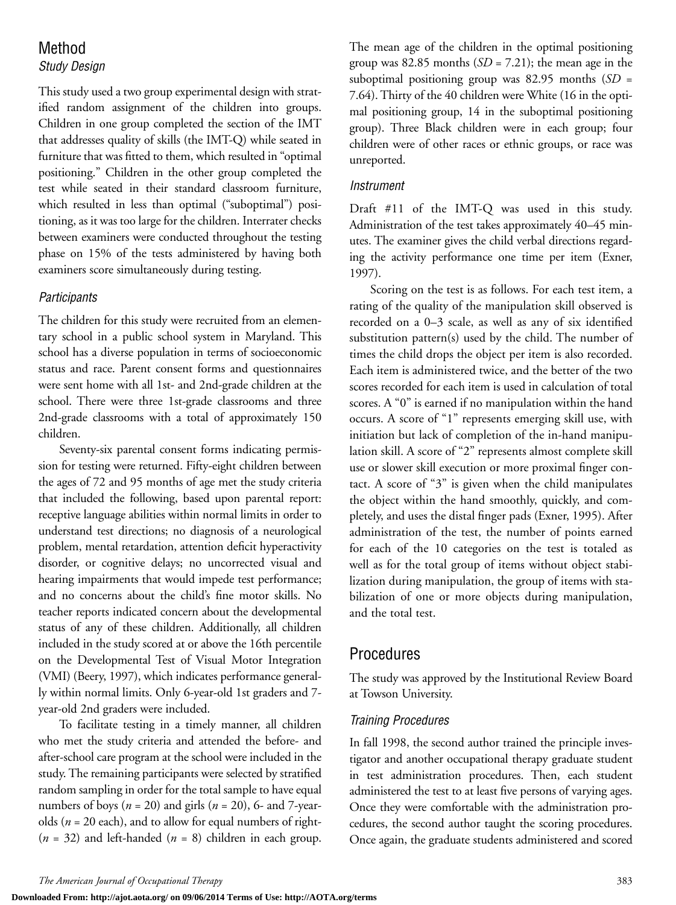## Method

### Study Design

This study used a two group experimental design with stratified random assignment of the children into groups. Children in one group completed the section of the IMT that addresses quality of skills (the IMT-Q) while seated in furniture that was fitted to them, which resulted in "optimal positioning." Children in the other group completed the test while seated in their standard classroom furniture, which resulted in less than optimal ("suboptimal") positioning, as it was too large for the children. Interrater checks between examiners were conducted throughout the testing phase on 15% of the tests administered by having both examiners score simultaneously during testing.

### Participants

The children for this study were recruited from an elementary school in a public school system in Maryland. This school has a diverse population in terms of socioeconomic status and race. Parent consent forms and questionnaires were sent home with all 1st- and 2nd-grade children at the school. There were three 1st-grade classrooms and three 2nd-grade classrooms with a total of approximately 150 children.

Seventy-six parental consent forms indicating permission for testing were returned. Fifty-eight children between the ages of 72 and 95 months of age met the study criteria that included the following, based upon parental report: receptive language abilities within normal limits in order to understand test directions; no diagnosis of a neurological problem, mental retardation, attention deficit hyperactivity disorder, or cognitive delays; no uncorrected visual and hearing impairments that would impede test performance; and no concerns about the child's fine motor skills. No teacher reports indicated concern about the developmental status of any of these children. Additionally, all children included in the study scored at or above the 16th percentile on the Developmental Test of Visual Motor Integration (VMI) (Beery, 1997), which indicates performance generally within normal limits. Only 6-year-old 1st graders and 7-year-old 2nd graders were included.

To facilitate testing in a timely manner, all children who met the study criteria and attended the before- and after-school care program at the school were included in the study. The remaining participants were selected by stratified random sampling in order for the total sample to have equal numbers of boys ($n$ = 20) and girls ($n$ = 20), 6- and 7-year-olds ($n$ = 20 each), and to allow for equal numbers of right- ($n$ = 32) and left-handed ($n$ = 8) children in each group. The mean age of the children in the optimal positioning group was 82.85 months ($SD$ = 7.21); the mean age in the suboptimal positioning group was 82.95 months ($SD$ = 7.64). Thirty of the 40 children were White (16 in the optimal positioning group, 14 in the suboptimal positioning group). Three Black children were in each group; four children were of other races or ethnic groups, or race was unreported.

### Instrument

Draft #11 of the IMT-Q was used in this study. Administration of the test takes approximately 40–45 minutes. The examiner gives the child verbal directions regarding the activity performance one time per item (Exner, 1997).

Scoring on the test is as follows. For each test item, a rating of the quality of the manipulation skill observed is recorded on a 0–3 scale, as well as any of six identified substitution pattern(s) used by the child. The number of times the child drops the object per item is also recorded. Each item is administered twice, and the better of the two scores recorded for each item is used in calculation of total scores. A "0" is earned if no manipulation within the hand occurs. A score of "1" represents emerging skill use, with initiation but lack of completion of the in-hand manipulation skill. A score of "2" represents almost complete skill use or slower skill execution or more proximal finger contact. A score of "3" is given when the child manipulates the object within the hand smoothly, quickly, and completely, and uses the distal finger pads (Exner, 1995). After administration of the test, the number of points earned for each of the 10 categories on the test is totaled as well as for the total group of items without object stabilization during manipulation, the group of items with stabilization of one or more objects during manipulation, and the total test.

## Procedures

The study was approved by the Institutional Review Board at Towson University.

### Training Procedures

In fall 1998, the second author trained the principle investigator and another occupational therapy graduate student in test administration procedures. Then, each student administered the test to at least five persons of varying ages. Once they were comfortable with the administration procedures, the second author taught the scoring procedures. Once again, the graduate students administered and scored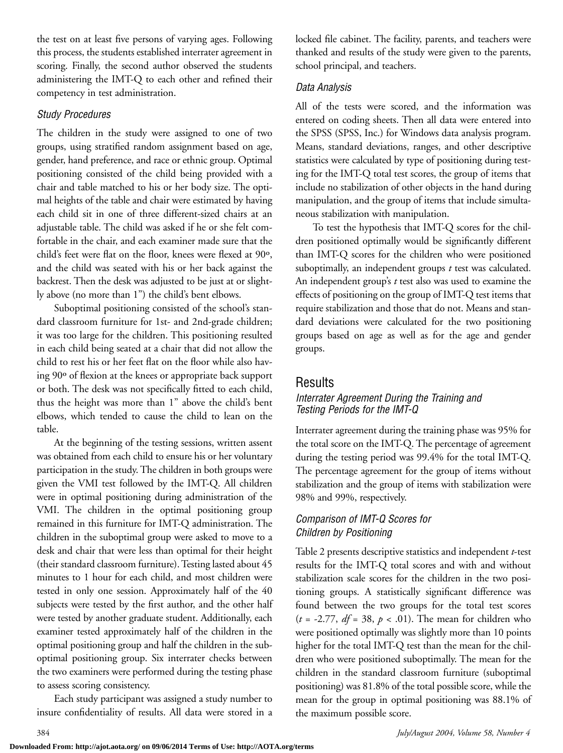the test on at least five persons of varying ages. Following this process, the students established interrater agreement in scoring. Finally, the second author observed the students administering the IMT-Q to each other and refined their competency in test administration.

### *Study Procedures*

The children in the study were assigned to one of two groups, using stratified random assignment based on age, gender, hand preference, and race or ethnic group. Optimal positioning consisted of the child being provided with a chair and table matched to his or her body size. The optimal heights of the table and chair were estimated by having each child sit in one of three different-sized chairs at an adjustable table. The child was asked if he or she felt comfortable in the chair, and each examiner made sure that the child's feet were flat on the floor, knees were flexed at 90º, and the child was seated with his or her back against the backrest. Then the desk was adjusted to be just at or slightly above (no more than 1") the child's bent elbows.

Suboptimal positioning consisted of the school's standard classroom furniture for 1st- and 2nd-grade children; it was too large for the children. This positioning resulted in each child being seated at a chair that did not allow the child to rest his or her feet flat on the floor while also having 90º of flexion at the knees or appropriate back support or both. The desk was not specifically fitted to each child, thus the height was more than 1" above the child's bent elbows, which tended to cause the child to lean on the table.

At the beginning of the testing sessions, written assent was obtained from each child to ensure his or her voluntary participation in the study. The children in both groups were given the VMI test followed by the IMT-Q. All children were in optimal positioning during administration of the VMI. The children in the optimal positioning group remained in this furniture for IMT-Q administration. The children in the suboptimal group were asked to move to a desk and chair that were less than optimal for their height (their standard classroom furniture). Testing lasted about 45 minutes to 1 hour for each child, and most children were tested in only one session. Approximately half of the 40 subjects were tested by the first author, and the other half were tested by another graduate student. Additionally, each examiner tested approximately half of the children in the optimal positioning group and half the children in the suboptimal positioning group. Six interrater checks between the two examiners were performed during the testing phase to assess scoring consistency.

Each study participant was assigned a study number to insure confidentiality of results. All data were stored in a locked file cabinet. The facility, parents, and teachers were thanked and results of the study were given to the parents, school principal, and teachers.

### *Data Analysis*

All of the tests were scored, and the information was entered on coding sheets. Then all data were entered into the SPSS (SPSS, Inc.) for Windows data analysis program. Means, standard deviations, ranges, and other descriptive statistics were calculated by type of positioning during testing for the IMT-Q total test scores, the group of items that include no stabilization of other objects in the hand during manipulation, and the group of items that include simultaneous stabilization with manipulation.

To test the hypothesis that IMT-Q scores for the children positioned optimally would be significantly different than IMT-Q scores for the children who were positioned suboptimally, an independent groups *t* test was calculated. An independent group's *t* test also was used to examine the effects of positioning on the group of IMT-Q test items that require stabilization and those that do not. Means and standard deviations were calculated for the two positioning groups based on age as well as for the age and gender groups.

## Results

### *Interrater Agreement During the Training and Testing Periods for the IMT-Q*

Interrater agreement during the training phase was 95% for the total score on the IMT-Q. The percentage of agreement during the testing period was 99.4% for the total IMT-Q. The percentage agreement for the group of items without stabilization and the group of items with stabilization were 98% and 99%, respectively.

### *Comparison of IMT-Q Scores for Children by Positioning*

Table 2 presents descriptive statistics and independent *t*-test results for the IMT-Q total scores and with and without stabilization scale scores for the children in the two positioning groups. A statistically significant difference was found between the two groups for the total test scores ($t = -2.77$, $df = 38$, $p < .01$). The mean for children who were positioned optimally was slightly more than 10 points higher for the total IMT-Q test than the mean for the children who were positioned suboptimally. The mean for the children in the standard classroom furniture (suboptimal positioning) was 81.8% of the total possible score, while the mean for the group in optimal positioning was 88.1% of the maximum possible score.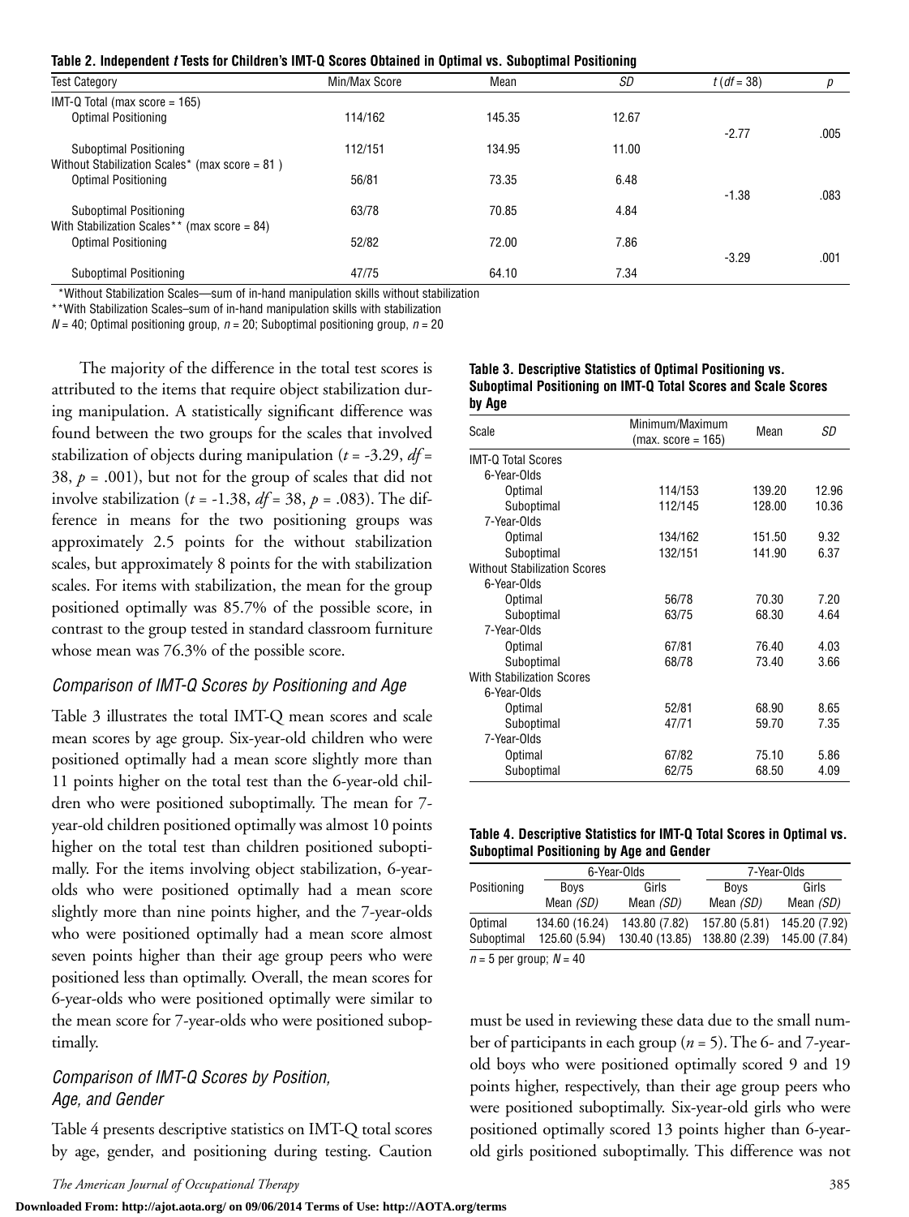**Table 2. Independent *t* Tests for Children's IMT-Q Scores Obtained in Optimal vs. Suboptimal Positioning**

| Test Category | Min/Max Score | Mean | *SD* | *t* (*df* = 38) | *p* |
|---|---|---|---|---|---|
| IMT-Q Total (max score = 165) | | | | | |
| Optimal Positioning | 114/162 | 145.35 | 12.67 | -2.77 | .005 |
| Suboptimal Positioning | 112/151 | 134.95 | 11.00 | | |
| Without Stabilization Scales* (max score = 81 ) | | | | | |
| Optimal Positioning | 56/81 | 73.35 | 6.48 | -1.38 | .083 |
| Suboptimal Positioning | 63/78 | 70.85 | 4.84 | | |
| With Stabilization Scales** (max score = 84) | | | | | |
| Optimal Positioning | 52/82 | 72.00 | 7.86 | -3.29 | .001 |
| Suboptimal Positioning | 47/75 | 64.10 | 7.34 | | |

*Without Stabilization Scales—sum of in-hand manipulation skills without stabilization

**With Stabilization Scales–sum of in-hand manipulation skills with stabilization

*N* = 40; Optimal positioning group, *n* = 20; Suboptimal positioning group, *n* = 20

The majority of the difference in the total test scores is attributed to the items that require object stabilization during manipulation. A statistically significant difference was found between the two groups for the scales that involved stabilization of objects during manipulation ($t$ = -3.29, $df$ = 38, $p$ = .001), but not for the group of scales that did not involve stabilization ($t$ = -1.38, $df$ = 38, $p$ = .083). The difference in means for the two positioning groups was approximately 2.5 points for the without stabilization scales, but approximately 8 points for the with stabilization scales. For items with stabilization, the mean for the group positioned optimally was 85.7% of the possible score, in contrast to the group tested in standard classroom furniture whose mean was 76.3% of the possible score.

### *Comparison of IMT-Q Scores by Positioning and Age*

Table 3 illustrates the total IMT-Q mean scores and scale mean scores by age group. Six-year-old children who were positioned optimally had a mean score slightly more than 11 points higher on the total test than the 6-year-old children who were positioned suboptimally. The mean for 7-year-old children positioned optimally was almost 10 points higher on the total test than children positioned suboptimally. For the items involving object stabilization, 6-year-olds who were positioned optimally had a mean score slightly more than nine points higher, and the 7-year-olds who were positioned optimally had a mean score almost seven points higher than their age group peers who were positioned less than optimally. Overall, the mean scores for 6-year-olds who were positioned optimally were similar to the mean score for 7-year-olds who were positioned suboptimally.

**Table 3. Descriptive Statistics of Optimal Positioning vs. Suboptimal Positioning on IMT-Q Total Scores and Scale Scores by Age**

| Scale | Minimum/Maximum (max. score = 165) | Mean | *SD* |
|---|---|---|---|
| IMT-Q Total Scores | | | |
| 6-Year-Olds | | | |
| Optimal | 114/153 | 139.20 | 12.96 |
| Suboptimal | 112/145 | 128.00 | 10.36 |
| 7-Year-Olds | | | |
| Optimal | 134/162 | 151.50 | 9.32 |
| Suboptimal | 132/151 | 141.90 | 6.37 |
| Without Stabilization Scores | | | |
| 6-Year-Olds | | | |
| Optimal | 56/78 | 70.30 | 7.20 |
| Suboptimal | 63/75 | 68.30 | 4.64 |
| 7-Year-Olds | | | |
| Optimal | 67/81 | 76.40 | 4.03 |
| Suboptimal | 68/78 | 73.40 | 3.66 |
| With Stabilization Scores | | | |
| 6-Year-Olds | | | |
| Optimal | 52/81 | 68.90 | 8.65 |
| Suboptimal | 47/71 | 59.70 | 7.35 |
| 7-Year-Olds | | | |
| Optimal | 67/82 | 75.10 | 5.86 |
| Suboptimal | 62/75 | 68.50 | 4.09 |

### *Comparison of IMT-Q Scores by Position, Age, and Gender*

Table 4 presents descriptive statistics on IMT-Q total scores by age, gender, and positioning during testing. Caution must be used in reviewing these data due to the small number of participants in each group ($n$ = 5). The 6- and 7-year-old boys who were positioned optimally scored 9 and 19 points higher, respectively, than their age group peers who were positioned suboptimally. Six-year-old girls who were positioned optimally scored 13 points higher than 6-year-old girls positioned suboptimally. This difference was not

**Table 4. Descriptive Statistics for IMT-Q Total Scores in Optimal vs. Suboptimal Positioning by Age and Gender**

| Positioning | 6-Year-Olds | | 7-Year-Olds | |
|---|---|---|---|---|
| | Boys Mean *(SD)* | Girls Mean *(SD)* | Boys Mean *(SD)* | Girls Mean *(SD)* |
| Optimal | 134.60 (16.24) | 143.80 (7.82) | 157.80 (5.81) | 145.20 (7.92) |
| Suboptimal | 125.60 (5.94) | 130.40 (13.85) | 138.80 (2.39) | 145.00 (7.84) |

*n* = 5 per group; *N* = 40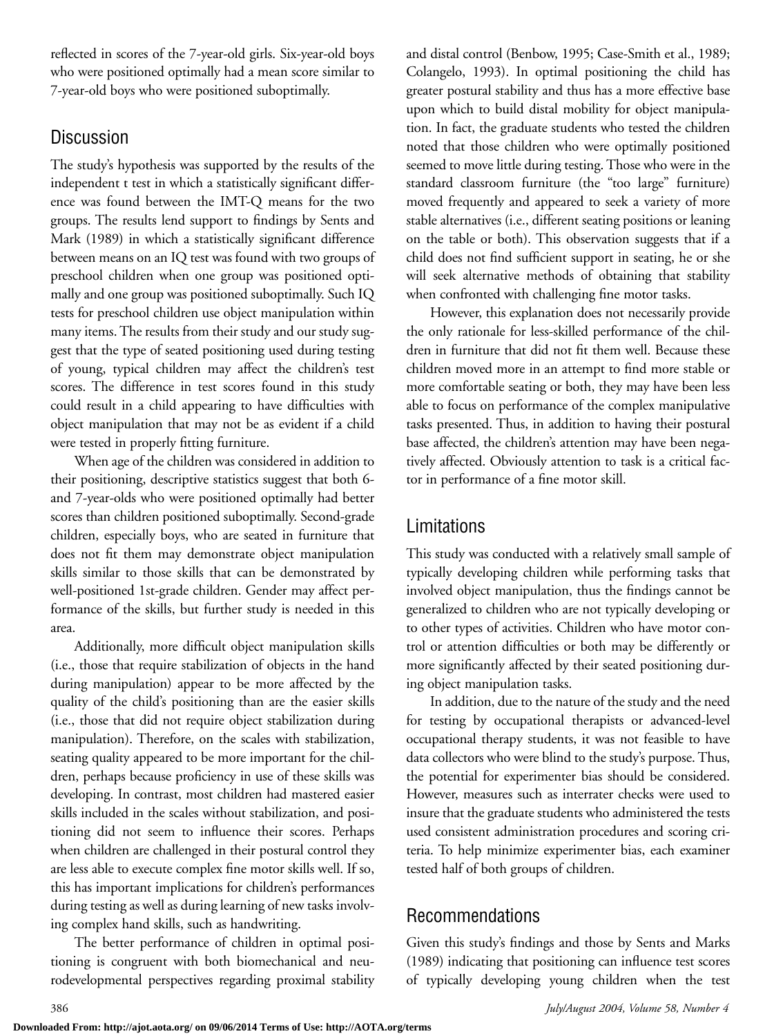reflected in scores of the 7-year-old girls. Six-year-old boys who were positioned optimally had a mean score similar to 7-year-old boys who were positioned suboptimally.

## Discussion

The study's hypothesis was supported by the results of the independent t test in which a statistically significant difference was found between the IMT-Q means for the two groups. The results lend support to findings by Sents and Mark (1989) in which a statistically significant difference between means on an IQ test was found with two groups of preschool children when one group was positioned optimally and one group was positioned suboptimally. Such IQ tests for preschool children use object manipulation within many items. The results from their study and our study suggest that the type of seated positioning used during testing of young, typical children may affect the children's test scores. The difference in test scores found in this study could result in a child appearing to have difficulties with object manipulation that may not be as evident if a child were tested in properly fitting furniture.

When age of the children was considered in addition to their positioning, descriptive statistics suggest that both 6- and 7-year-olds who were positioned optimally had better scores than children positioned suboptimally. Second-grade children, especially boys, who are seated in furniture that does not fit them may demonstrate object manipulation skills similar to those skills that can be demonstrated by well-positioned 1st-grade children. Gender may affect performance of the skills, but further study is needed in this area.

Additionally, more difficult object manipulation skills (i.e., those that require stabilization of objects in the hand during manipulation) appear to be more affected by the quality of the child's positioning than are the easier skills (i.e., those that did not require object stabilization during manipulation). Therefore, on the scales with stabilization, seating quality appeared to be more important for the children, perhaps because proficiency in use of these skills was developing. In contrast, most children had mastered easier skills included in the scales without stabilization, and positioning did not seem to influence their scores. Perhaps when children are challenged in their postural control they are less able to execute complex fine motor skills well. If so, this has important implications for children's performances during testing as well as during learning of new tasks involving complex hand skills, such as handwriting.

The better performance of children in optimal positioning is congruent with both biomechanical and neurodevelopmental perspectives regarding proximal stability and distal control (Benbow, 1995; Case-Smith et al., 1989; Colangelo, 1993). In optimal positioning the child has greater postural stability and thus has a more effective base upon which to build distal mobility for object manipulation. In fact, the graduate students who tested the children noted that those children who were optimally positioned seemed to move little during testing. Those who were in the standard classroom furniture (the "too large" furniture) moved frequently and appeared to seek a variety of more stable alternatives (i.e., different seating positions or leaning on the table or both). This observation suggests that if a child does not find sufficient support in seating, he or she will seek alternative methods of obtaining that stability when confronted with challenging fine motor tasks.

However, this explanation does not necessarily provide the only rationale for less-skilled performance of the children in furniture that did not fit them well. Because these children moved more in an attempt to find more stable or more comfortable seating or both, they may have been less able to focus on performance of the complex manipulative tasks presented. Thus, in addition to having their postural base affected, the children's attention may have been negatively affected. Obviously attention to task is a critical factor in performance of a fine motor skill.

## Limitations

This study was conducted with a relatively small sample of typically developing children while performing tasks that involved object manipulation, thus the findings cannot be generalized to children who are not typically developing or to other types of activities. Children who have motor control or attention difficulties or both may be differently or more significantly affected by their seated positioning during object manipulation tasks.

In addition, due to the nature of the study and the need for testing by occupational therapists or advanced-level occupational therapy students, it was not feasible to have data collectors who were blind to the study's purpose. Thus, the potential for experimenter bias should be considered. However, measures such as interrater checks were used to insure that the graduate students who administered the tests used consistent administration procedures and scoring criteria. To help minimize experimenter bias, each examiner tested half of both groups of children.

## Recommendations

Given this study's findings and those by Sents and Marks (1989) indicating that positioning can influence test scores of typically developing young children when the test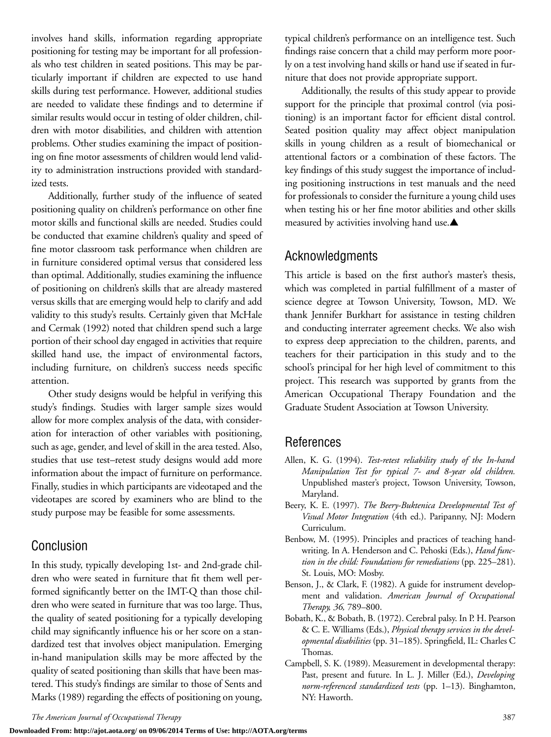involves hand skills, information regarding appropriate positioning for testing may be important for all professionals who test children in seated positions. This may be particularly important if children are expected to use hand skills during test performance. However, additional studies are needed to validate these findings and to determine if similar results would occur in testing of older children, children with motor disabilities, and children with attention problems. Other studies examining the impact of positioning on fine motor assessments of children would lend validity to administration instructions provided with standardized tests.

Additionally, further study of the influence of seated positioning quality on children's performance on other fine motor skills and functional skills are needed. Studies could be conducted that examine children's quality and speed of fine motor classroom task performance when children are in furniture considered optimal versus that considered less than optimal. Additionally, studies examining the influence of positioning on children's skills that are already mastered versus skills that are emerging would help to clarify and add validity to this study's results. Certainly given that McHale and Cermak (1992) noted that children spend such a large portion of their school day engaged in activities that require skilled hand use, the impact of environmental factors, including furniture, on children's success needs specific attention.

Other study designs would be helpful in verifying this study's findings. Studies with larger sample sizes would allow for more complex analysis of the data, with consideration for interaction of other variables with positioning, such as age, gender, and level of skill in the area tested. Also, studies that use test–retest study designs would add more information about the impact of furniture on performance. Finally, studies in which participants are videotaped and the videotapes are scored by examiners who are blind to the study purpose may be feasible for some assessments.

## Conclusion

In this study, typically developing 1st- and 2nd-grade children who were seated in furniture that fit them well performed significantly better on the IMT-Q than those children who were seated in furniture that was too large. Thus, the quality of seated positioning for a typically developing child may significantly influence his or her score on a standardized test that involves object manipulation. Emerging in-hand manipulation skills may be more affected by the quality of seated positioning than skills that have been mastered. This study's findings are similar to those of Sents and Marks (1989) regarding the effects of positioning on young, typical children's performance on an intelligence test. Such findings raise concern that a child may perform more poorly on a test involving hand skills or hand use if seated in furniture that does not provide appropriate support.

Additionally, the results of this study appear to provide support for the principle that proximal control (via positioning) is an important factor for efficient distal control. Seated position quality may affect object manipulation skills in young children as a result of biomechanical or attentional factors or a combination of these factors. The key findings of this study suggest the importance of including positioning instructions in test manuals and the need for professionals to consider the furniture a young child uses when testing his or her fine motor abilities and other skills measured by activities involving hand use.▲

## Acknowledgments

This article is based on the first author's master's thesis, which was completed in partial fulfillment of a master of science degree at Towson University, Towson, MD. We thank Jennifer Burkhart for assistance in testing children and conducting interrater agreement checks. We also wish to express deep appreciation to the children, parents, and teachers for their participation in this study and to the school's principal for her high level of commitment to this project. This research was supported by grants from the American Occupational Therapy Foundation and the Graduate Student Association at Towson University.

## References

Allen, K. G. (1994). *Test-retest reliability study of the In-hand Manipulation Test for typical 7- and 8-year old children.* Unpublished master's project, Towson University, Towson, Maryland.

Beery, K. E. (1997). *The Beery-Buktenica Developmental Test of Visual Motor Integration* (4th ed.). Paripanny, NJ: Modern Curriculum.

Benbow, M. (1995). Principles and practices of teaching handwriting. In A. Henderson and C. Pehoski (Eds.), *Hand function in the child: Foundations for remediations* (pp. 225–281). St. Louis, MO: Mosby.

Benson, J., & Clark, F. (1982). A guide for instrument development and validation. *American Journal of Occupational Therapy, 36,* 789–800.

Bobath, K., & Bobath, B. (1972). Cerebral palsy. In P. H. Pearson & C. E. Williams (Eds.), *Physical therapy services in the developmental disabilities* (pp. 31–185). Springfield, IL: Charles C Thomas.

Campbell, S. K. (1989). Measurement in developmental therapy: Past, present and future. In L. J. Miller (Ed.), *Developing norm-referenced standardized tests* (pp. 1–13). Binghamton, NY: Haworth.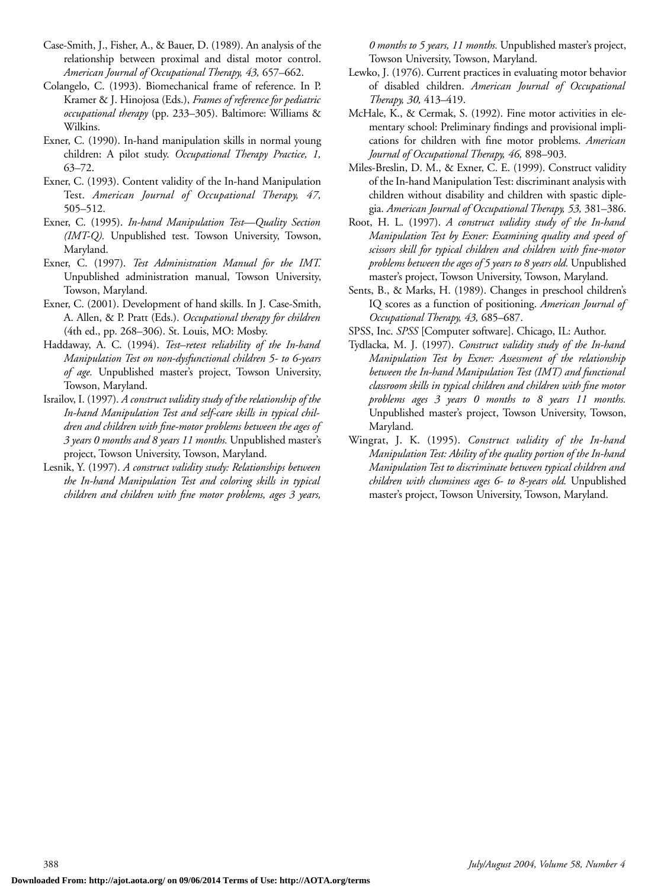Case-Smith, J., Fisher, A., & Bauer, D. (1989). An analysis of the relationship between proximal and distal motor control. *American Journal of Occupational Therapy, 43,* 657–662.

Colangelo, C. (1993). Biomechanical frame of reference. In P. Kramer & J. Hinojosa (Eds.), *Frames of reference for pediatric occupational therapy* (pp. 233–305). Baltimore: Williams & Wilkins.

Exner, C. (1990). In-hand manipulation skills in normal young children: A pilot study. *Occupational Therapy Practice, 1,* 63–72.

Exner, C. (1993). Content validity of the In-hand Manipulation Test. *American Journal of Occupational Therapy, 47,* 505–512.

Exner, C. (1995). *In-hand Manipulation Test—Quality Section (IMT-Q).* Unpublished test. Towson University, Towson, Maryland.

Exner, C. (1997). *Test Administration Manual for the IMT.* Unpublished administration manual, Towson University, Towson, Maryland.

Exner, C. (2001). Development of hand skills. In J. Case-Smith, A. Allen, & P. Pratt (Eds.). *Occupational therapy for children* (4th ed., pp. 268–306). St. Louis, MO: Mosby.

Haddaway, A. C. (1994). *Test–retest reliability of the In-hand Manipulation Test on non-dysfunctional children 5- to 6-years of age.* Unpublished master's project, Towson University, Towson, Maryland.

Israilov, I. (1997). *A construct validity study of the relationship of the In-hand Manipulation Test and self-care skills in typical children and children with fine-motor problems between the ages of 3 years 0 months and 8 years 11 months.* Unpublished master's project, Towson University, Towson, Maryland.

Lesnik, Y. (1997). *A construct validity study: Relationships between the In-hand Manipulation Test and coloring skills in typical children and children with fine motor problems, ages 3 years, 0 months to 5 years, 11 months.* Unpublished master's project, Towson University, Towson, Maryland.

Lewko, J. (1976). Current practices in evaluating motor behavior of disabled children. *American Journal of Occupational Therapy, 30,* 413–419.

McHale, K., & Cermak, S. (1992). Fine motor activities in elementary school: Preliminary findings and provisional implications for children with fine motor problems. *American Journal of Occupational Therapy, 46,* 898–903.

Miles-Breslin, D. M., & Exner, C. E. (1999). Construct validity of the In-hand Manipulation Test: discriminant analysis with children without disability and children with spastic diplegia. *American Journal of Occupational Therapy, 53,* 381–386.

Root, H. L. (1997). *A construct validity study of the In-hand Manipulation Test by Exner: Examining quality and speed of scissors skill for typical children and children with fine-motor problems between the ages of 5 years to 8 years old.* Unpublished master's project, Towson University, Towson, Maryland.

Sents, B., & Marks, H. (1989). Changes in preschool children's IQ scores as a function of positioning. *American Journal of Occupational Therapy, 43,* 685–687.

SPSS, Inc. *SPSS* [Computer software]. Chicago, IL: Author.

Tydlacka, M. J. (1997). *Construct validity study of the In-hand Manipulation Test by Exner: Assessment of the relationship between the In-hand Manipulation Test (IMT) and functional classroom skills in typical children and children with fine motor problems ages 3 years 0 months to 8 years 11 months.* Unpublished master's project, Towson University, Towson, Maryland.

Wingrat, J. K. (1995). *Construct validity of the In-hand Manipulation Test: Ability of the quality portion of the In-hand Manipulation Test to discriminate between typical children and children with clumsiness ages 6- to 8-years old.* Unpublished master's project, Towson University, Towson, Maryland.